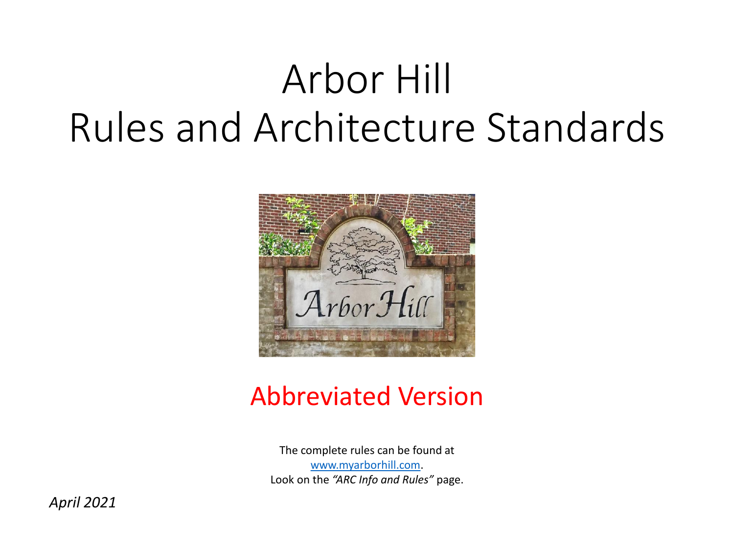# Arbor Hill
# Rules and Architecture Standards

## Abbreviated Version

The complete rules can be found at
www.myarborhill.com.
Look on the *"ARC Info and Rules"* page.

*April 2021*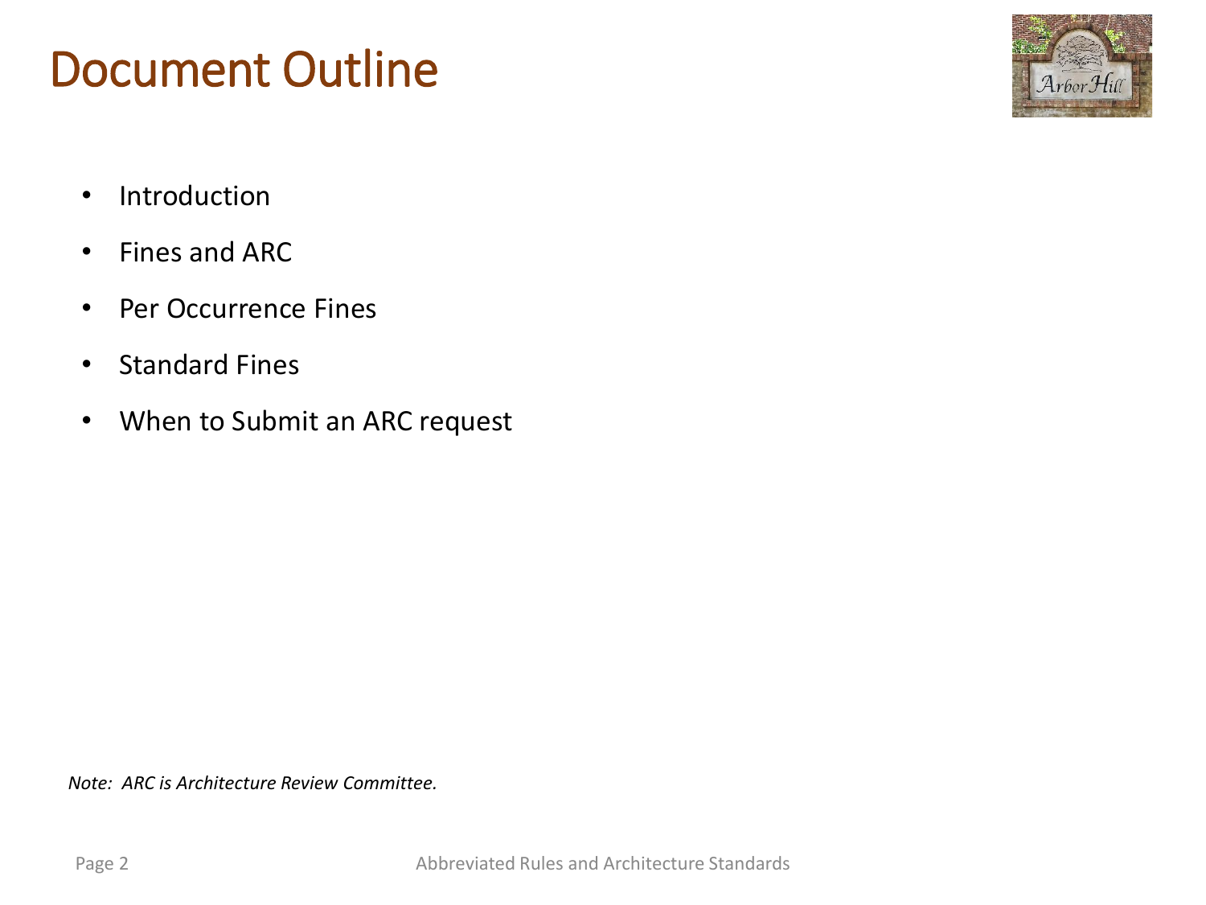# Document Outline

- Introduction
- Fines and ARC
- Per Occurrence Fines
- Standard Fines
- When to Submit an ARC request

*Note: ARC is Architecture Review Committee.*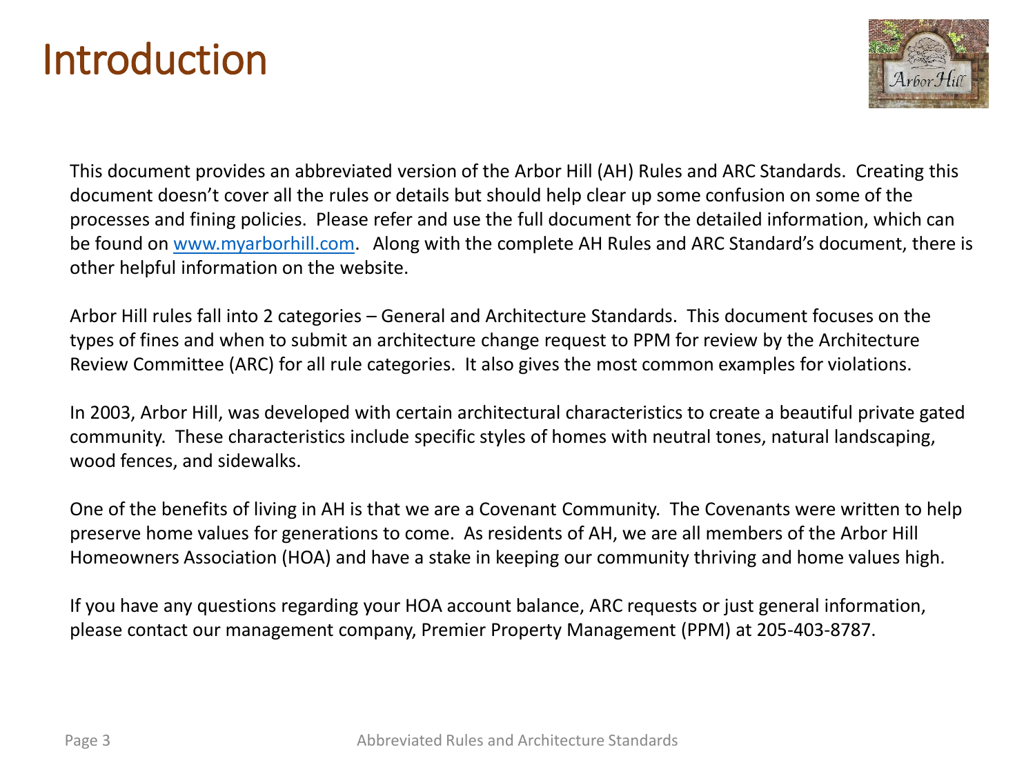# Introduction

This document provides an abbreviated version of the Arbor Hill (AH) Rules and ARC Standards. Creating this document doesn't cover all the rules or details but should help clear up some confusion on some of the processes and fining policies. Please refer and use the full document for the detailed information, which can be found on [www.myarborhill.com](http://www.myarborhill.com). Along with the complete AH Rules and ARC Standard's document, there is other helpful information on the website.

Arbor Hill rules fall into 2 categories – General and Architecture Standards. This document focuses on the types of fines and when to submit an architecture change request to PPM for review by the Architecture Review Committee (ARC) for all rule categories. It also gives the most common examples for violations.

In 2003, Arbor Hill, was developed with certain architectural characteristics to create a beautiful private gated community. These characteristics include specific styles of homes with neutral tones, natural landscaping, wood fences, and sidewalks.

One of the benefits of living in AH is that we are a Covenant Community. The Covenants were written to help preserve home values for generations to come. As residents of AH, we are all members of the Arbor Hill Homeowners Association (HOA) and have a stake in keeping our community thriving and home values high.

If you have any questions regarding your HOA account balance, ARC requests or just general information, please contact our management company, Premier Property Management (PPM) at 205-403-8787.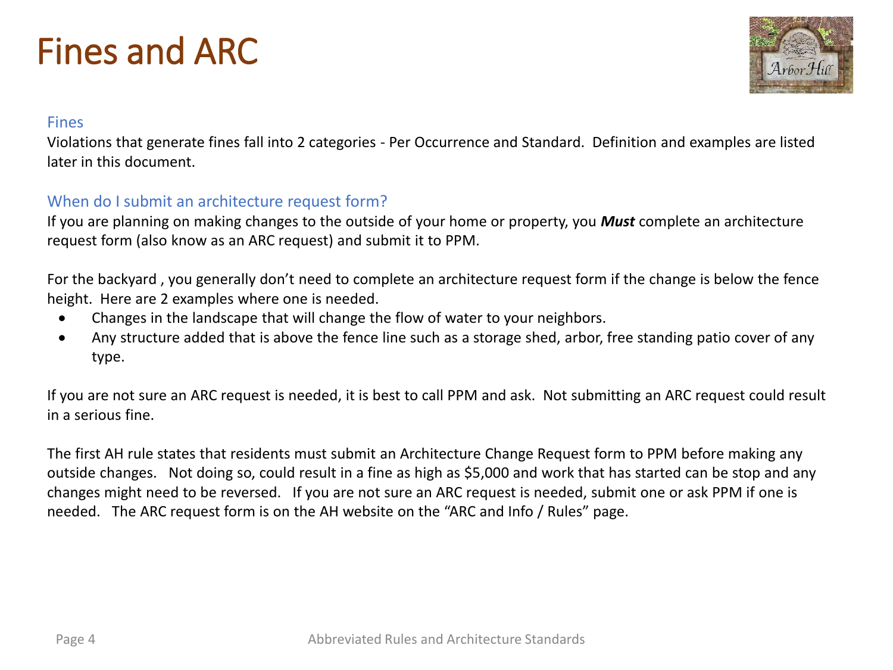# Fines and ARC

## Fines

Violations that generate fines fall into 2 categories - Per Occurrence and Standard. Definition and examples are listed later in this document.

## When do I submit an architecture request form?

If you are planning on making changes to the outside of your home or property, you ***Must*** complete an architecture request form (also know as an ARC request) and submit it to PPM.

For the backyard , you generally don't need to complete an architecture request form if the change is below the fence height. Here are 2 examples where one is needed.

- Changes in the landscape that will change the flow of water to your neighbors.
- Any structure added that is above the fence line such as a storage shed, arbor, free standing patio cover of any type.

If you are not sure an ARC request is needed, it is best to call PPM and ask. Not submitting an ARC request could result in a serious fine.

The first AH rule states that residents must submit an Architecture Change Request form to PPM before making any outside changes. Not doing so, could result in a fine as high as $5,000 and work that has started can be stop and any changes might need to be reversed. If you are not sure an ARC request is needed, submit one or ask PPM if one is needed. The ARC request form is on the AH website on the "ARC and Info / Rules" page.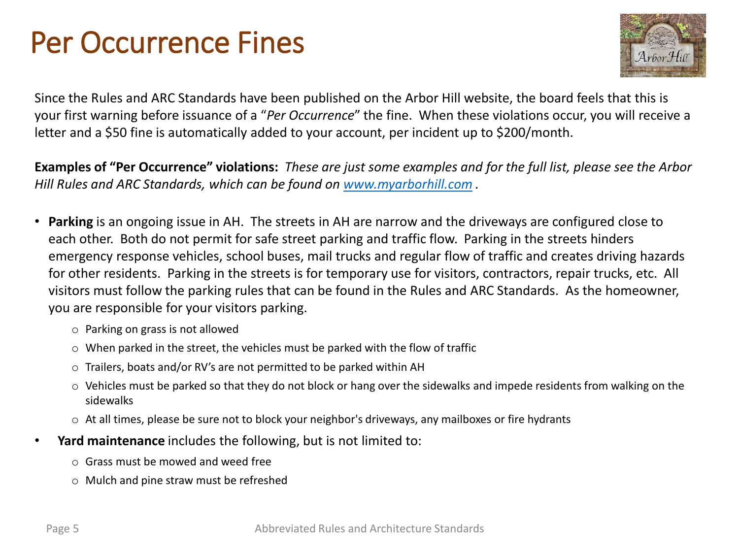# Per Occurrence Fines

Since the Rules and ARC Standards have been published on the Arbor Hill website, the board feels that this is your first warning before issuance of a "*Per Occurrence*" the fine. When these violations occur, you will receive a letter and a $50 fine is automatically added to your account, per incident up to $200/month.

**Examples of "Per Occurrence" violations:** *These are just some examples and for the full list, please see the Arbor Hill Rules and ARC Standards, which can be found on [www.myarborhill.com](http://www.myarborhill.com) .*

- **Parking** is an ongoing issue in AH. The streets in AH are narrow and the driveways are configured close to each other. Both do not permit for safe street parking and traffic flow. Parking in the streets hinders emergency response vehicles, school buses, mail trucks and regular flow of traffic and creates driving hazards for other residents. Parking in the streets is for temporary use for visitors, contractors, repair trucks, etc. All visitors must follow the parking rules that can be found in the Rules and ARC Standards. As the homeowner, you are responsible for your visitors parking.
    - Parking on grass is not allowed
    - When parked in the street, the vehicles must be parked with the flow of traffic
    - Trailers, boats and/or RV's are not permitted to be parked within AH
    - Vehicles must be parked so that they do not block or hang over the sidewalks and impede residents from walking on the sidewalks
    - At all times, please be sure not to block your neighbor's driveways, any mailboxes or fire hydrants
- **Yard maintenance** includes the following, but is not limited to:
    - Grass must be mowed and weed free
    - Mulch and pine straw must be refreshed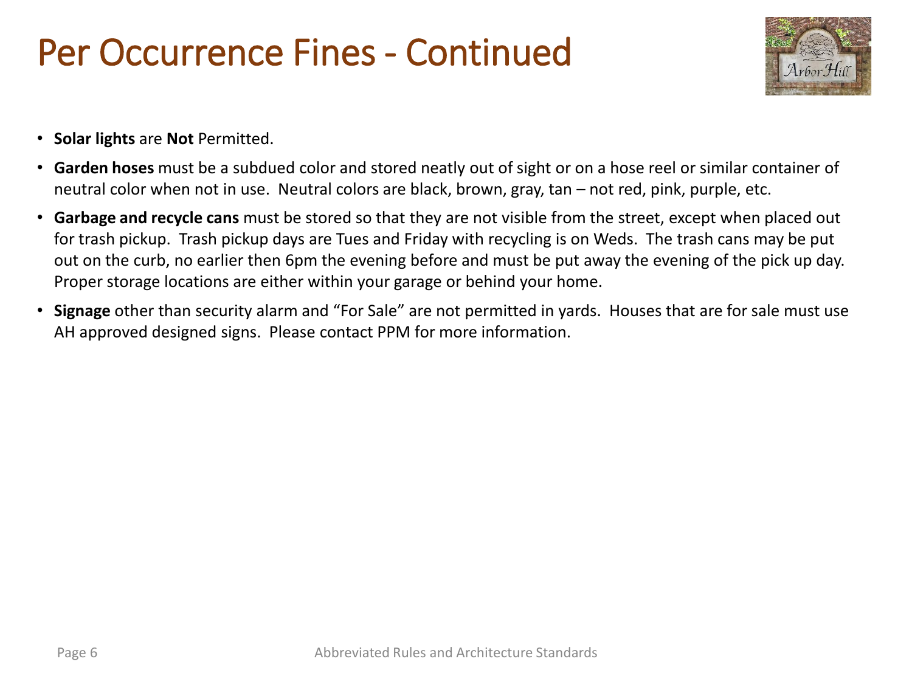# Per Occurrence Fines - Continued

- **Solar lights** are **Not** Permitted.
- **Garden hoses** must be a subdued color and stored neatly out of sight or on a hose reel or similar container of neutral color when not in use. Neutral colors are black, brown, gray, tan – not red, pink, purple, etc.
- **Garbage and recycle cans** must be stored so that they are not visible from the street, except when placed out for trash pickup. Trash pickup days are Tues and Friday with recycling is on Weds. The trash cans may be put out on the curb, no earlier then 6pm the evening before and must be put away the evening of the pick up day. Proper storage locations are either within your garage or behind your home.
- **Signage** other than security alarm and "For Sale" are not permitted in yards. Houses that are for sale must use AH approved designed signs. Please contact PPM for more information.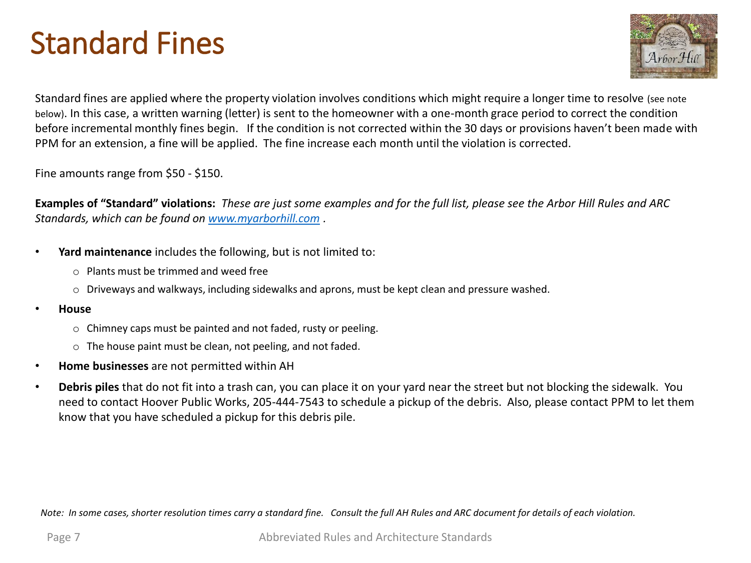# Standard Fines

Standard fines are applied where the property violation involves conditions which might require a longer time to resolve (see note below). In this case, a written warning (letter) is sent to the homeowner with a one-month grace period to correct the condition before incremental monthly fines begin. If the condition is not corrected within the 30 days or provisions haven't been made with PPM for an extension, a fine will be applied. The fine increase each month until the violation is corrected.

Fine amounts range from $50 - $150.

**Examples of "Standard" violations:** *These are just some examples and for the full list, please see the Arbor Hill Rules and ARC Standards, which can be found on [www.myarborhill.com](http://www.myarborhill.com) .*

- **Yard maintenance** includes the following, but is not limited to:
  - Plants must be trimmed and weed free
  - Driveways and walkways, including sidewalks and aprons, must be kept clean and pressure washed.
- **House**
  - Chimney caps must be painted and not faded, rusty or peeling.
  - The house paint must be clean, not peeling, and not faded.
- **Home businesses** are not permitted within AH
- **Debris piles** that do not fit into a trash can, you can place it on your yard near the street but not blocking the sidewalk. You need to contact Hoover Public Works, 205-444-7543 to schedule a pickup of the debris. Also, please contact PPM to let them know that you have scheduled a pickup for this debris pile.

*Note: In some cases, shorter resolution times carry a standard fine. Consult the full AH Rules and ARC document for details of each violation.*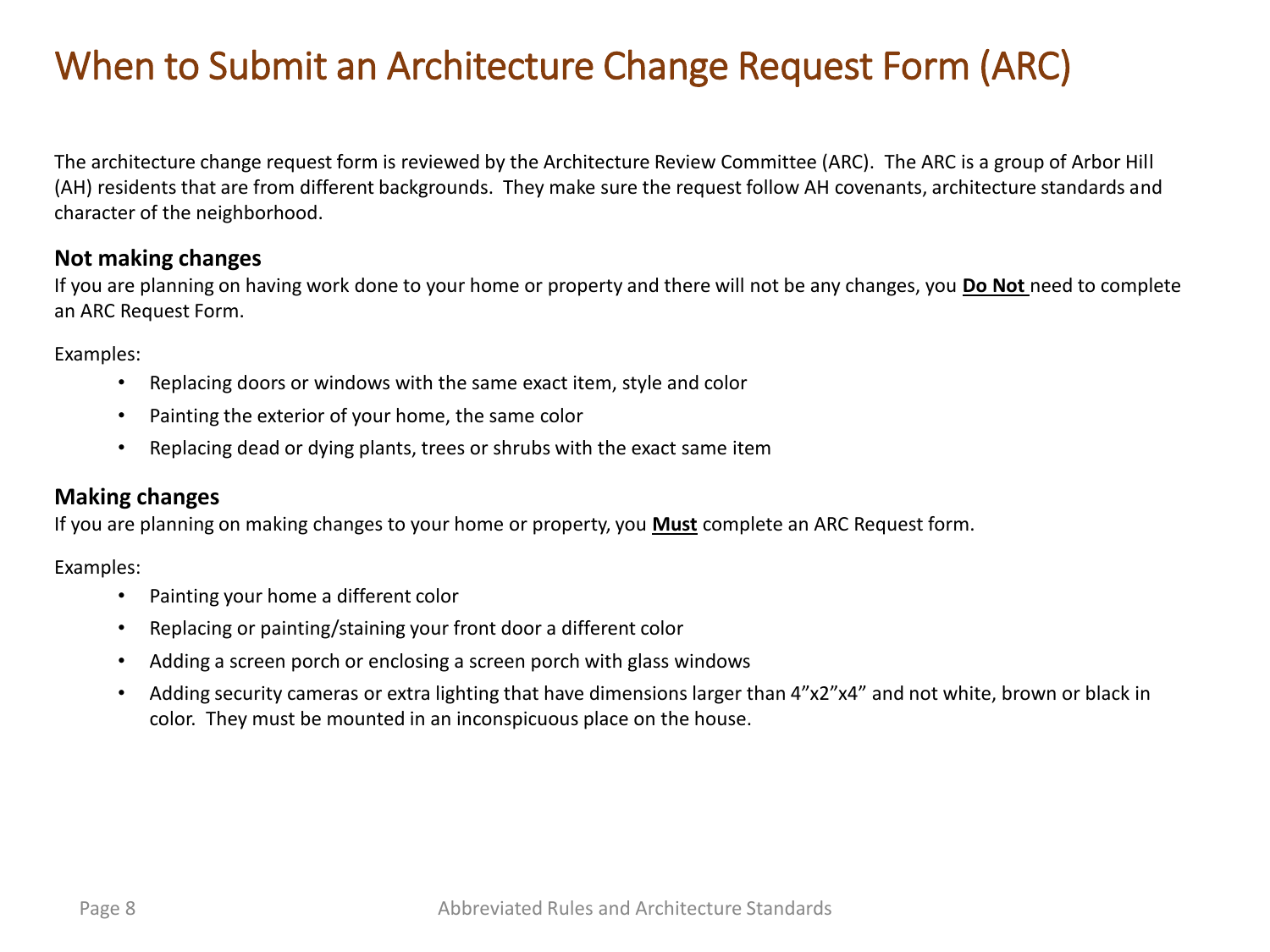# When to Submit an Architecture Change Request Form (ARC)

The architecture change request form is reviewed by the Architecture Review Committee (ARC). The ARC is a group of Arbor Hill (AH) residents that are from different backgrounds. They make sure the request follow AH covenants, architecture standards and character of the neighborhood.

### Not making changes

If you are planning on having work done to your home or property and there will not be any changes, you **Do Not** need to complete an ARC Request Form.

Examples:

- Replacing doors or windows with the same exact item, style and color
- Painting the exterior of your home, the same color
- Replacing dead or dying plants, trees or shrubs with the exact same item

### Making changes

If you are planning on making changes to your home or property, you **Must** complete an ARC Request form.

Examples:

- Painting your home a different color
- Replacing or painting/staining your front door a different color
- Adding a screen porch or enclosing a screen porch with glass windows
- Adding security cameras or extra lighting that have dimensions larger than 4"x2"x4" and not white, brown or black in color. They must be mounted in an inconspicuous place on the house.